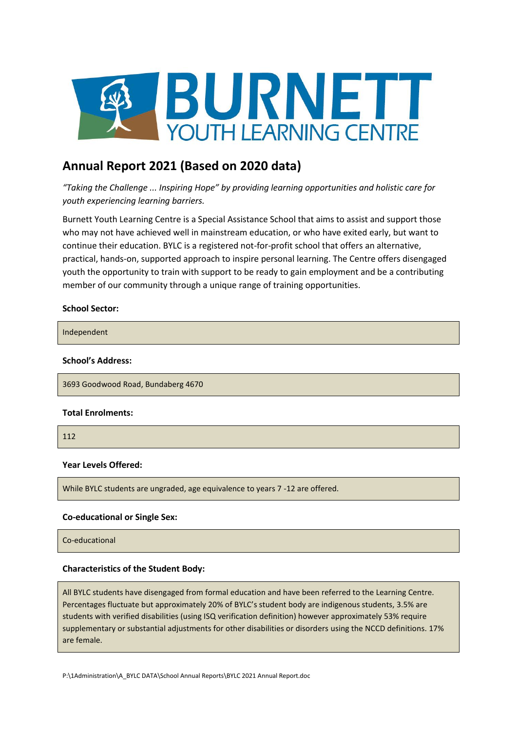# BURNETT YOUTH LEARNING CENTRE

## Annual Report 2021 (Based on 2020 data)

*"Taking the Challenge ... Inspiring Hope" by providing learning opportunities and holistic care for youth experiencing learning barriers.*

Burnett Youth Learning Centre is a Special Assistance School that aims to assist and support those who may not have achieved well in mainstream education, or who have exited early, but want to continue their education. BYLC is a registered not-for-profit school that offers an alternative, practical, hands-on, supported approach to inspire personal learning. The Centre offers disengaged youth the opportunity to train with support to be ready to gain employment and be a contributing member of our community through a unique range of training opportunities.

**School Sector:**

Independent

**School's Address:**

3693 Goodwood Road, Bundaberg 4670

**Total Enrolments:**

112

**Year Levels Offered:**

While BYLC students are ungraded, age equivalence to years 7 -12 are offered.

**Co-educational or Single Sex:**

Co-educational

**Characteristics of the Student Body:**

All BYLC students have disengaged from formal education and have been referred to the Learning Centre. Percentages fluctuate but approximately 20% of BYLC's student body are indigenous students, 3.5% are students with verified disabilities (using ISQ verification definition) however approximately 53% require supplementary or substantial adjustments for other disabilities or disorders using the NCCD definitions. 17% are female.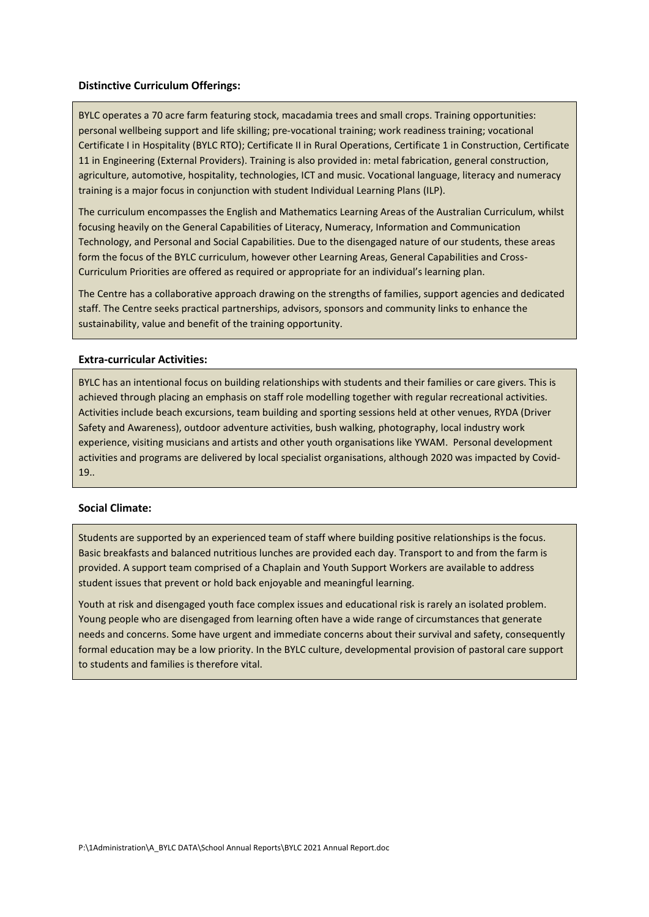**Distinctive Curriculum Offerings:**

BYLC operates a 70 acre farm featuring stock, macadamia trees and small crops. Training opportunities: personal wellbeing support and life skilling; pre-vocational training; work readiness training; vocational Certificate I in Hospitality (BYLC RTO); Certificate II in Rural Operations, Certificate 1 in Construction, Certificate 11 in Engineering (External Providers). Training is also provided in: metal fabrication, general construction, agriculture, automotive, hospitality, technologies, ICT and music. Vocational language, literacy and numeracy training is a major focus in conjunction with student Individual Learning Plans (ILP).

The curriculum encompasses the English and Mathematics Learning Areas of the Australian Curriculum, whilst focusing heavily on the General Capabilities of Literacy, Numeracy, Information and Communication Technology, and Personal and Social Capabilities. Due to the disengaged nature of our students, these areas form the focus of the BYLC curriculum, however other Learning Areas, General Capabilities and Cross-Curriculum Priorities are offered as required or appropriate for an individual's learning plan.

The Centre has a collaborative approach drawing on the strengths of families, support agencies and dedicated staff. The Centre seeks practical partnerships, advisors, sponsors and community links to enhance the sustainability, value and benefit of the training opportunity.

**Extra-curricular Activities:**

BYLC has an intentional focus on building relationships with students and their families or care givers. This is achieved through placing an emphasis on staff role modelling together with regular recreational activities. Activities include beach excursions, team building and sporting sessions held at other venues, RYDA (Driver Safety and Awareness), outdoor adventure activities, bush walking, photography, local industry work experience, visiting musicians and artists and other youth organisations like YWAM. Personal development activities and programs are delivered by local specialist organisations, although 2020 was impacted by Covid-19..

**Social Climate:**

Students are supported by an experienced team of staff where building positive relationships is the focus. Basic breakfasts and balanced nutritious lunches are provided each day. Transport to and from the farm is provided. A support team comprised of a Chaplain and Youth Support Workers are available to address student issues that prevent or hold back enjoyable and meaningful learning.

Youth at risk and disengaged youth face complex issues and educational risk is rarely an isolated problem. Young people who are disengaged from learning often have a wide range of circumstances that generate needs and concerns. Some have urgent and immediate concerns about their survival and safety, consequently formal education may be a low priority. In the BYLC culture, developmental provision of pastoral care support to students and families is therefore vital.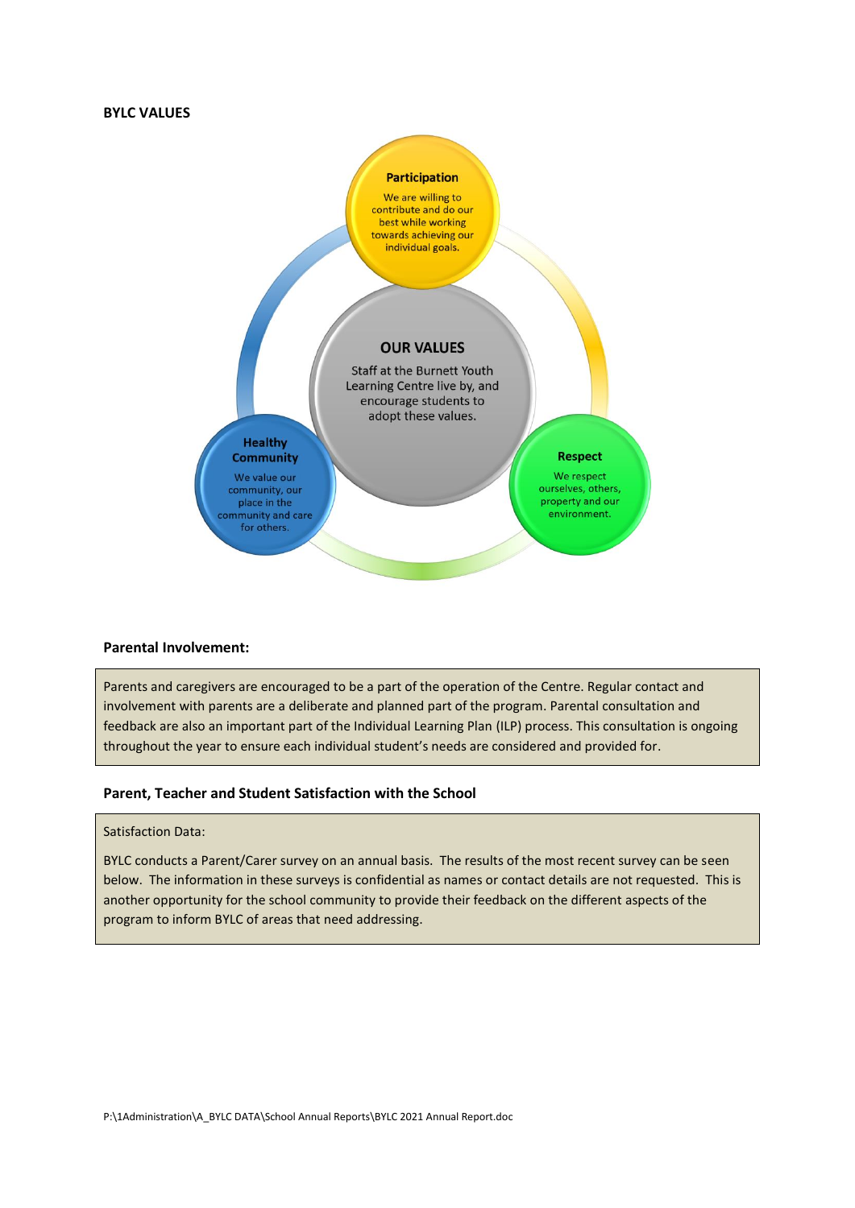**BYLC VALUES**

**OUR VALUES**

Staff at the Burnett Youth Learning Centre live by, and encourage students to adopt these values.

**Participation**

We are willing to contribute and do our best while working towards achieving our individual goals.

**Respect**

We respect ourselves, others, property and our environment.

**Healthy Community**

We value our community, our place in the community and care for others.

**Parental Involvement:**

Parents and caregivers are encouraged to be a part of the operation of the Centre. Regular contact and involvement with parents are a deliberate and planned part of the program. Parental consultation and feedback are also an important part of the Individual Learning Plan (ILP) process. This consultation is ongoing throughout the year to ensure each individual student's needs are considered and provided for.

**Parent, Teacher and Student Satisfaction with the School**

Satisfaction Data:

BYLC conducts a Parent/Carer survey on an annual basis. The results of the most recent survey can be seen below. The information in these surveys is confidential as names or contact details are not requested. This is another opportunity for the school community to provide their feedback on the different aspects of the program to inform BYLC of areas that need addressing.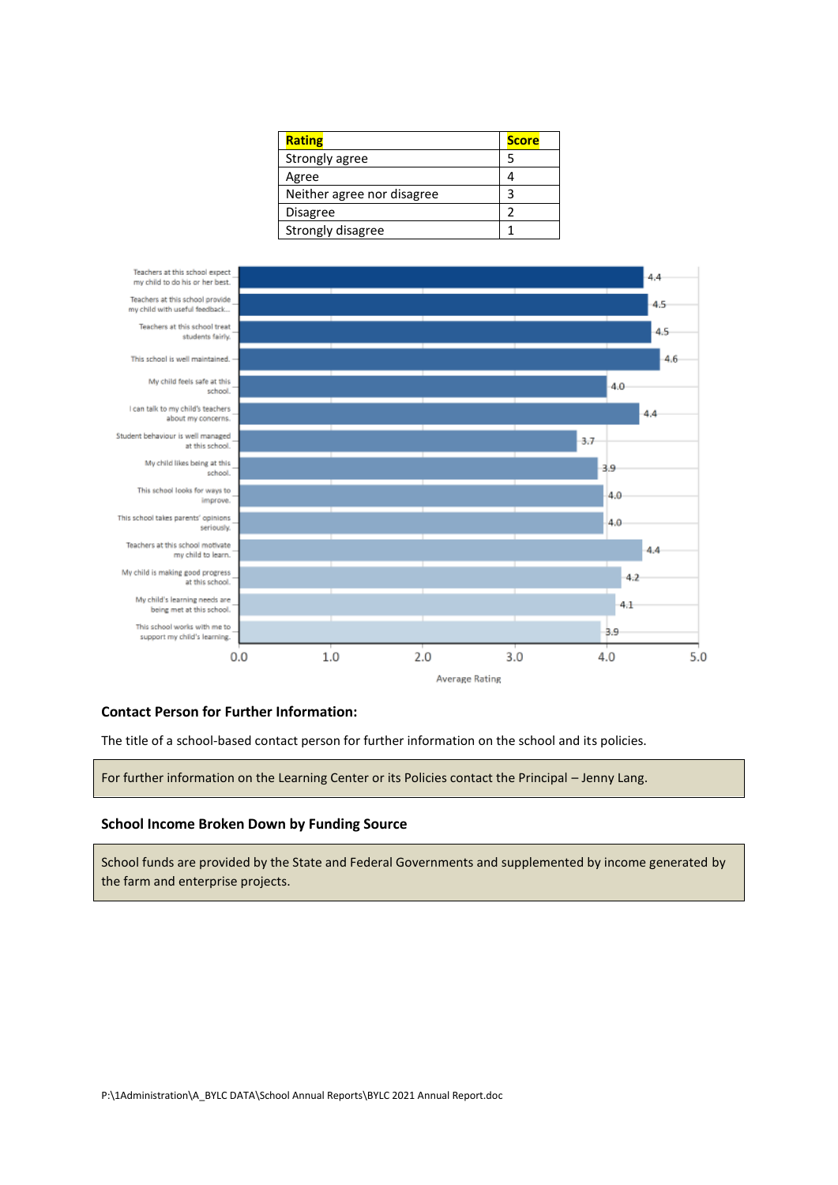| Rating | Score |
|---|---|
| Strongly agree | 5 |
| Agree | 4 |
| Neither agree nor disagree | 3 |
| Disagree | 2 |
| Strongly disagree | 1 |

| Statement | Average Rating |
|---|---|
| Teachers at this school expect my child to do his or her best. | 4.4 |
| Teachers at this school provide my child with useful feedback... | 4.5 |
| Teachers at this school treat students fairly. | 4.5 |
| This school is well maintained. | 4.6 |
| My child feels safe at this school. | 4.0 |
| I can talk to my child's teachers about my concerns. | 4.4 |
| Student behaviour is well managed at this school. | 3.7 |
| My child likes being at this school. | 3.9 |
| This school looks for ways to improve. | 4.0 |
| This school takes parents' opinions seriously. | 4.0 |
| Teachers at this school motivate my child to learn. | 4.4 |
| My child is making good progress at this school. | 4.2 |
| My child's learning needs are being met at this school. | 4.1 |
| This school works with me to support my child's learning. | 3.9 |

Average Rating

### Contact Person for Further Information:

The title of a school-based contact person for further information on the school and its policies.

For further information on the Learning Center or its Policies contact the Principal – Jenny Lang.

### School Income Broken Down by Funding Source

School funds are provided by the State and Federal Governments and supplemented by income generated by the farm and enterprise projects.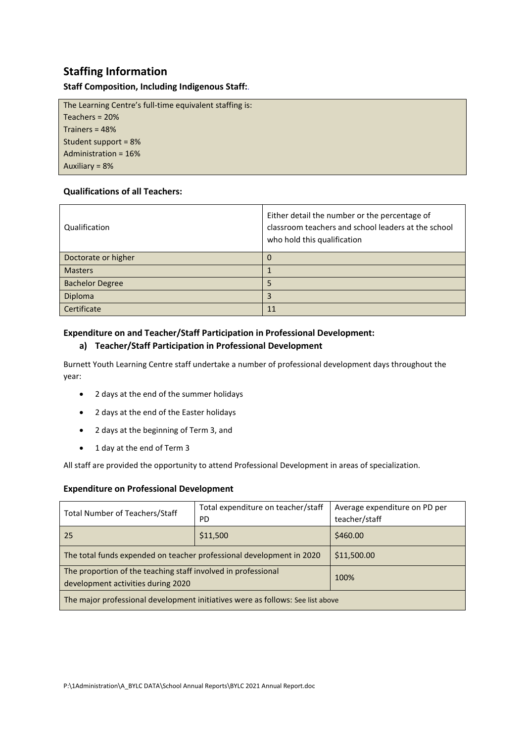## Staffing Information

**Staff Composition, Including Indigenous Staff:**.

The Learning Centre's full-time equivalent staffing is:
Teachers = 20%
Trainers = 48%
Student support = 8%
Administration = 16%
Auxiliary = 8%

**Qualifications of all Teachers:**

| Qualification | Either detail the number or the percentage of classroom teachers and school leaders at the school who hold this qualification |
|---|---|
| Doctorate or higher | 0 |
| Masters | 1 |
| Bachelor Degree | 5 |
| Diploma | 3 |
| Certificate | 11 |

**Expenditure on and Teacher/Staff Participation in Professional Development:**

**a) Teacher/Staff Participation in Professional Development**

Burnett Youth Learning Centre staff undertake a number of professional development days throughout the year:

- 2 days at the end of the summer holidays
- 2 days at the end of the Easter holidays
- 2 days at the beginning of Term 3, and
- 1 day at the end of Term 3

All staff are provided the opportunity to attend Professional Development in areas of specialization.

**Expenditure on Professional Development**

| Total Number of Teachers/Staff | Total expenditure on teacher/staff PD | Average expenditure on PD per teacher/staff |
|---|---|---|
| 25 | $11,500 | $460.00 |
| The total funds expended on teacher professional development in 2020 | | $11,500.00 |
| The proportion of the teaching staff involved in professional development activities during 2020 | | 100% |
| The major professional development initiatives were as follows: See list above | | |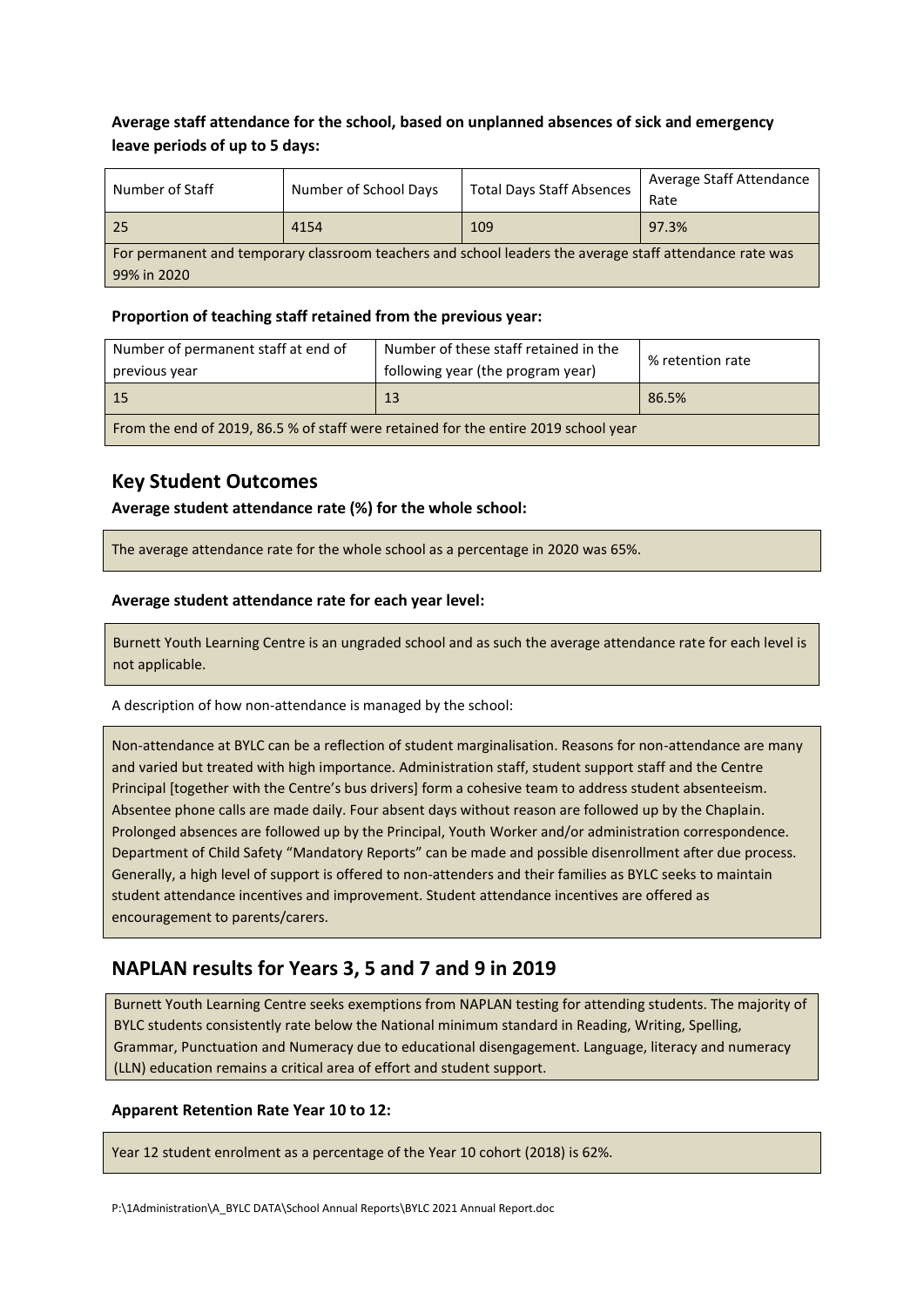**Average staff attendance for the school, based on unplanned absences of sick and emergency leave periods of up to 5 days:**

| Number of Staff | Number of School Days | Total Days Staff Absences | Average Staff Attendance Rate |
|---|---|---|---|
| 25 | 4154 | 109 | 97.3% |
| For permanent and temporary classroom teachers and school leaders the average staff attendance rate was 99% in 2020 | | | |

**Proportion of teaching staff retained from the previous year:**

| Number of permanent staff at end of previous year | Number of these staff retained in the following year (the program year) | % retention rate |
|---|---|---|
| 15 | 13 | 86.5% |
| From the end of 2019, 86.5 % of staff were retained for the entire 2019 school year | | |

## Key Student Outcomes

**Average student attendance rate (%) for the whole school:**

The average attendance rate for the whole school as a percentage in 2020 was 65%.

**Average student attendance rate for each year level:**

Burnett Youth Learning Centre is an ungraded school and as such the average attendance rate for each level is not applicable.

A description of how non-attendance is managed by the school:

Non-attendance at BYLC can be a reflection of student marginalisation. Reasons for non-attendance are many and varied but treated with high importance. Administration staff, student support staff and the Centre Principal [together with the Centre's bus drivers] form a cohesive team to address student absenteeism. Absentee phone calls are made daily. Four absent days without reason are followed up by the Chaplain. Prolonged absences are followed up by the Principal, Youth Worker and/or administration correspondence. Department of Child Safety "Mandatory Reports" can be made and possible disenrollment after due process. Generally, a high level of support is offered to non-attenders and their families as BYLC seeks to maintain student attendance incentives and improvement. Student attendance incentives are offered as encouragement to parents/carers.

## NAPLAN results for Years 3, 5 and 7 and 9 in 2019

Burnett Youth Learning Centre seeks exemptions from NAPLAN testing for attending students. The majority of BYLC students consistently rate below the National minimum standard in Reading, Writing, Spelling, Grammar, Punctuation and Numeracy due to educational disengagement. Language, literacy and numeracy (LLN) education remains a critical area of effort and student support.

**Apparent Retention Rate Year 10 to 12:**

Year 12 student enrolment as a percentage of the Year 10 cohort (2018) is 62%.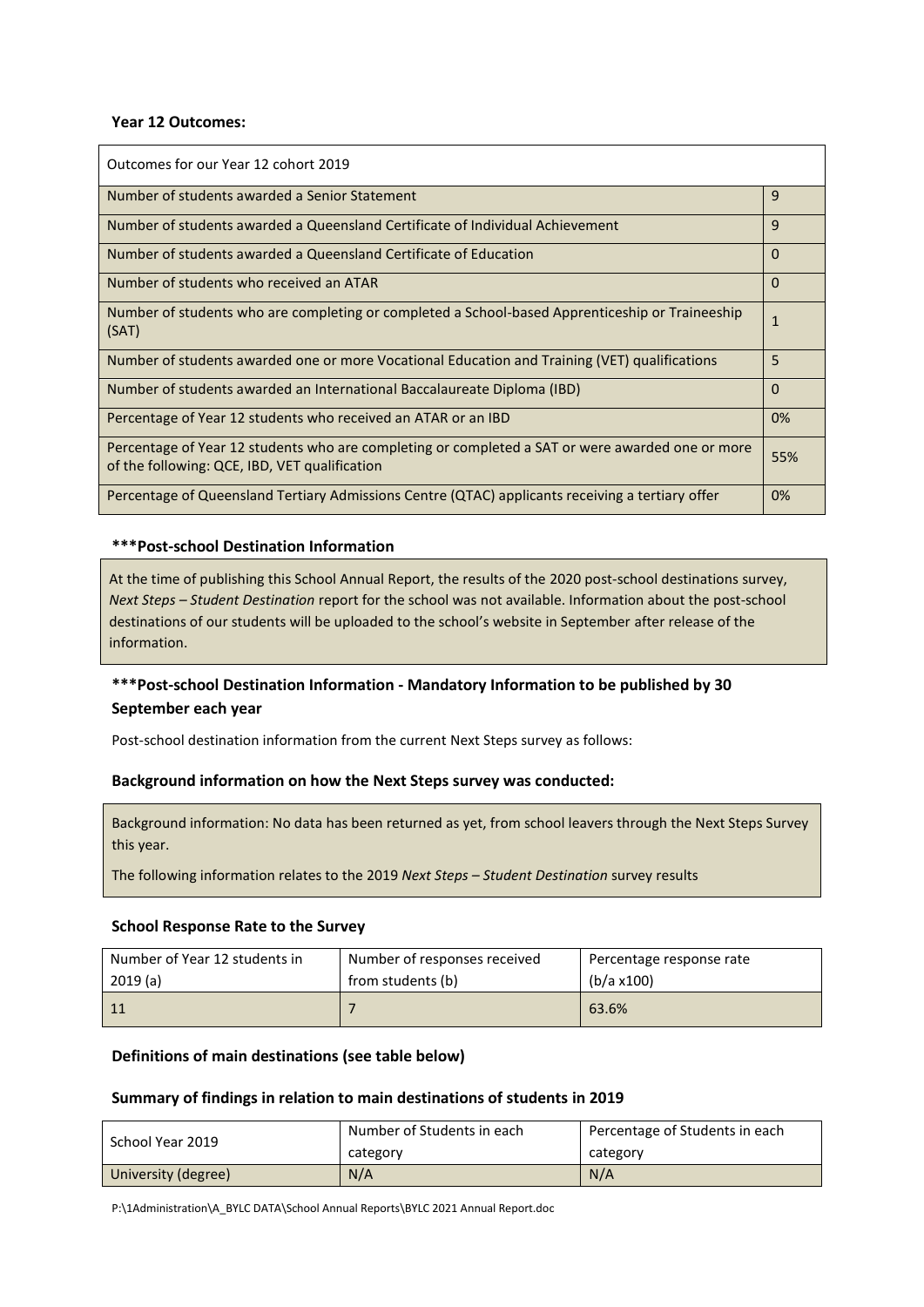**Year 12 Outcomes:**

| Outcomes for our Year 12 cohort 2019 | |
|---|---|
| Number of students awarded a Senior Statement | 9 |
| Number of students awarded a Queensland Certificate of Individual Achievement | 9 |
| Number of students awarded a Queensland Certificate of Education | 0 |
| Number of students who received an ATAR | 0 |
| Number of students who are completing or completed a School-based Apprenticeship or Traineeship (SAT) | 1 |
| Number of students awarded one or more Vocational Education and Training (VET) qualifications | 5 |
| Number of students awarded an International Baccalaureate Diploma (IBD) | 0 |
| Percentage of Year 12 students who received an ATAR or an IBD | 0% |
| Percentage of Year 12 students who are completing or completed a SAT or were awarded one or more of the following: QCE, IBD, VET qualification | 55% |
| Percentage of Queensland Tertiary Admissions Centre (QTAC) applicants receiving a tertiary offer | 0% |

**\*\*\*Post-school Destination Information**

At the time of publishing this School Annual Report, the results of the 2020 post-school destinations survey, *Next Steps – Student Destination* report for the school was not available. Information about the post-school destinations of our students will be uploaded to the school's website in September after release of the information.

**\*\*\*Post-school Destination Information - Mandatory Information to be published by 30 September each year**

Post-school destination information from the current Next Steps survey as follows:

**Background information on how the Next Steps survey was conducted:**

Background information: No data has been returned as yet, from school leavers through the Next Steps Survey this year.

The following information relates to the 2019 *Next Steps – Student Destination* survey results

**School Response Rate to the Survey**

| Number of Year 12 students in 2019 (a) | Number of responses received from students (b) | Percentage response rate (b/a x100) |
|---|---|---|
| 11 | 7 | 63.6% |

**Definitions of main destinations (see table below)**

**Summary of findings in relation to main destinations of students in 2019**

| School Year 2019 | Number of Students in each category | Percentage of Students in each category |
|---|---|---|
| University (degree) | N/A | N/A |

P:\1Administration\A_BYLC DATA\School Annual Reports\BYLC 2021 Annual Report.doc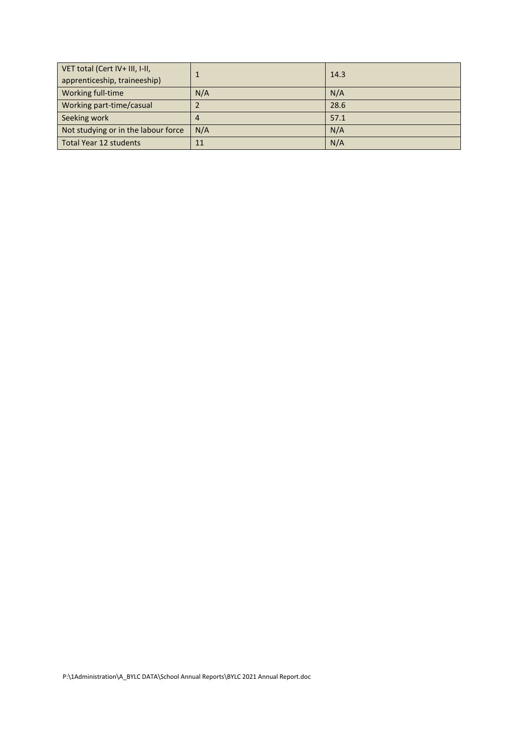| | | |
|---|---|---|
| VET total (Cert IV+ III, I-II, apprenticeship, traineeship) | 1 | 14.3 |
| Working full-time | N/A | N/A |
| Working part-time/casual | 2 | 28.6 |
| Seeking work | 4 | 57.1 |
| Not studying or in the labour force | N/A | N/A |
| Total Year 12 students | 11 | N/A |